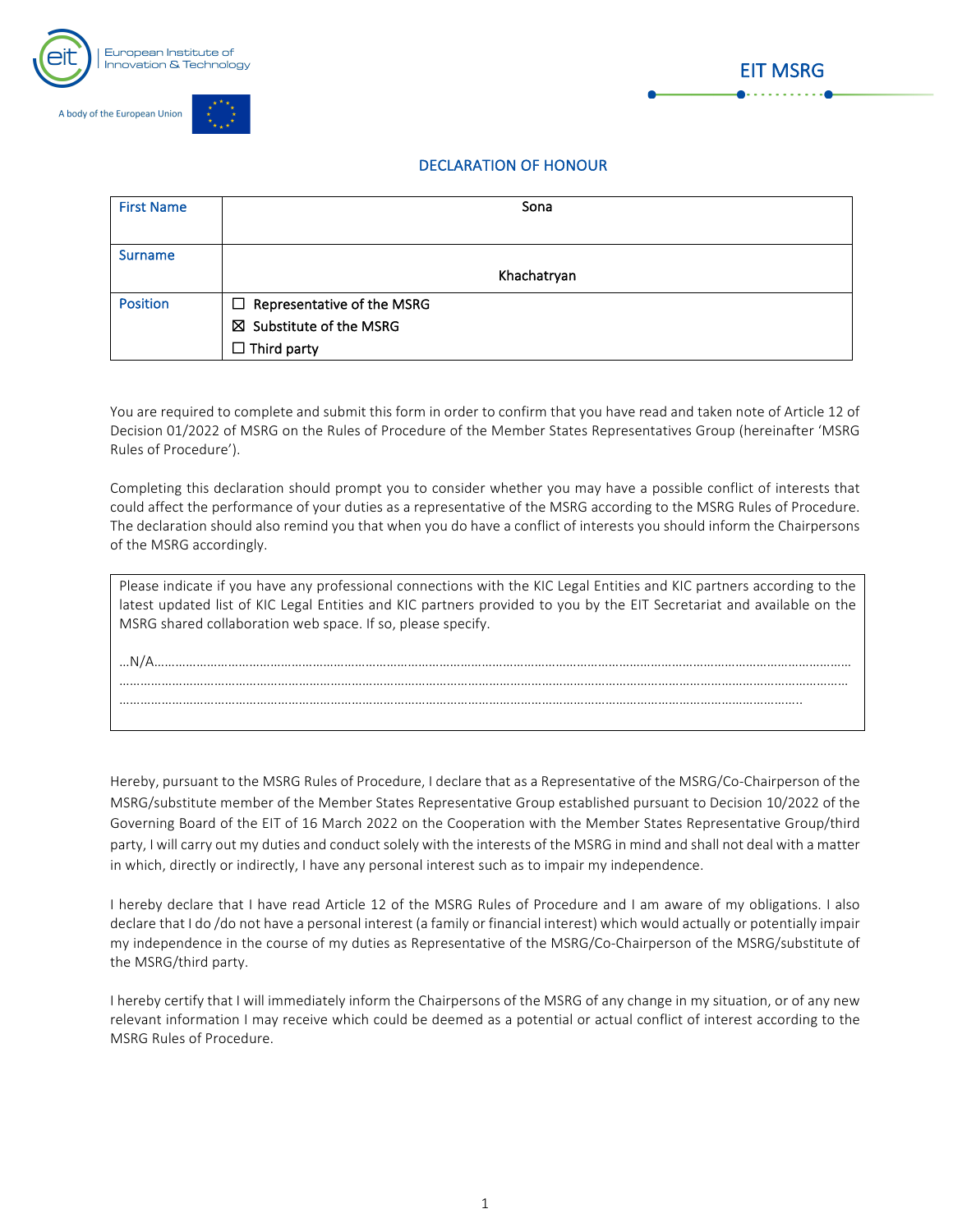European Institute of Innovation & Technology

A body of the European Union

EIT MSRG

## DECLARATION OF HONOUR

| First Name | Sona |
|---|---|
| Surname | Khachatryan |
| Position | ☐ Representative of the MSRG<br>☒ Substitute of the MSRG<br>☐ Third party |

You are required to complete and submit this form in order to confirm that you have read and taken note of Article 12 of Decision 01/2022 of MSRG on the Rules of Procedure of the Member States Representatives Group (hereinafter 'MSRG Rules of Procedure').

Completing this declaration should prompt you to consider whether you may have a possible conflict of interests that could affect the performance of your duties as a representative of the MSRG according to the MSRG Rules of Procedure. The declaration should also remind you that when you do have a conflict of interests you should inform the Chairpersons of the MSRG accordingly.

> Please indicate if you have any professional connections with the KIC Legal Entities and KIC partners according to the latest updated list of KIC Legal Entities and KIC partners provided to you by the EIT Secretariat and available on the MSRG shared collaboration web space. If so, please specify.
>
> …N/A……………………………………………………………………………………………………………………………………………
> ……………………………………………………………………………………………………………………………………………………
> ……………………………………………………………………………………………………………………………………………

Hereby, pursuant to the MSRG Rules of Procedure, I declare that as a Representative of the MSRG/Co-Chairperson of the MSRG/substitute member of the Member States Representative Group established pursuant to Decision 10/2022 of the Governing Board of the EIT of 16 March 2022 on the Cooperation with the Member States Representative Group/third party, I will carry out my duties and conduct solely with the interests of the MSRG in mind and shall not deal with a matter in which, directly or indirectly, I have any personal interest such as to impair my independence.

I hereby declare that I have read Article 12 of the MSRG Rules of Procedure and I am aware of my obligations. I also declare that I do /do not have a personal interest (a family or financial interest) which would actually or potentially impair my independence in the course of my duties as Representative of the MSRG/Co-Chairperson of the MSRG/substitute of the MSRG/third party.

I hereby certify that I will immediately inform the Chairpersons of the MSRG of any change in my situation, or of any new relevant information I may receive which could be deemed as a potential or actual conflict of interest according to the MSRG Rules of Procedure.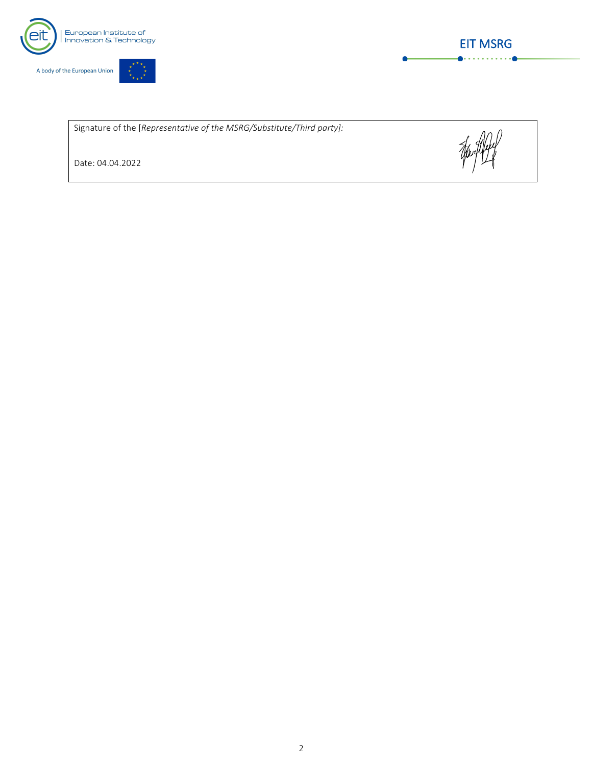Signature of the [*Representative of the MSRG/Substitute/Third party]:*

Date: 04.04.2022